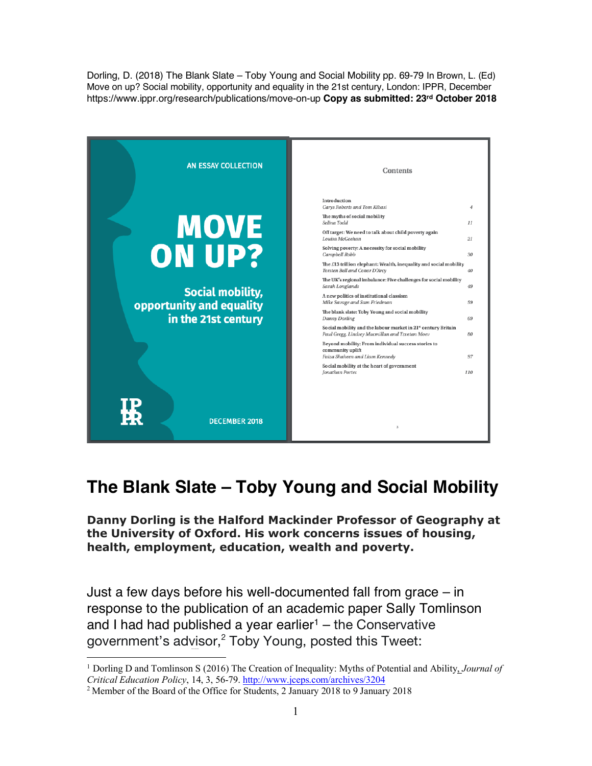Dorling, D. (2018) The Blank Slate – Toby Young and Social Mobility pp. 69-79 In Brown, L. (Ed) Move on up? Social mobility, opportunity and equality in the 21st century, London: IPPR, December https://www.ippr.org/research/publications/move-on-up **Copy as submitted: 23rd October 2018**

AN ESSAY COLLECTION

MOVE ON UP?

Social mobility, opportunity and equality in the 21st century

IPPR

DECEMBER 2018

Contents

| | |
|---|---|
| Introduction<br>*Carys Roberts and Tom Kibasi* | 4 |
| The myths of social mobility<br>*Selina Todd* | 11 |
| Off target: We need to talk about child poverty again<br>*Louisa McGeehan* | 21 |
| Solving poverty: A necessity for social mobility<br>*Campbell Robb* | 30 |
| The £13 trillion elephant: Wealth, inequality and social mobility<br>*Torsten Bell and Conor D'Arcy* | 40 |
| The UK's regional imbalance: Five challenges for social mobility<br>*Sarah Longlands* | 49 |
| A new politics of institutional classism<br>*Mike Savage and Sam Friedman* | 59 |
| The blank slate: Toby Young and social mobility<br>*Danny Dorling* | 69 |
| Social mobility and the labour market in 21st century Britain<br>*Paul Gregg, Lindsey Macmillan and Tzvetan Moev* | 80 |
| Beyond mobility: From individual success stories to community uplift<br>*Faiza Shaheen and Liam Kennedy* | 97 |
| Social mobility at the heart of government<br>*Jonathan Portes* | 110 |

# The Blank Slate – Toby Young and Social Mobility

**Danny Dorling is the Halford Mackinder Professor of Geography at the University of Oxford. His work concerns issues of housing, health, employment, education, wealth and poverty.**

Just a few days before his well-documented fall from grace – in response to the publication of an academic paper Sally Tomlinson and I had had published a year earlier[1] – the Conservative government's advisor,[2] Toby Young, posted this Tweet:

[1] Dorling D and Tomlinson S (2016) The Creation of Inequality: Myths of Potential and Ability, *Journal of Critical Education Policy*, 14, 3, 56-79. http://www.jceps.com/archives/3204

[2] Member of the Board of the Office for Students, 2 January 2018 to 9 January 2018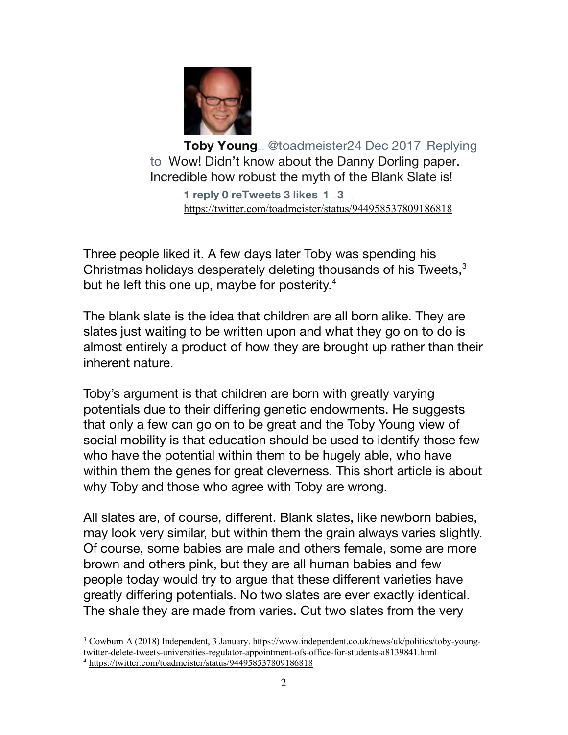**Toby Young** @toadmeister24 Dec 2017 Replying to Wow! Didn't know about the Danny Dorling paper. Incredible how robust the myth of the Blank Slate is!

**1 reply 0 reTweets 3 likes 1 3**
https://twitter.com/toadmeister/status/944958537809186818

Three people liked it. A few days later Toby was spending his Christmas holidays desperately deleting thousands of his Tweets,[3] but he left this one up, maybe for posterity.[4]

The blank slate is the idea that children are all born alike. They are slates just waiting to be written upon and what they go on to do is almost entirely a product of how they are brought up rather than their inherent nature.

Toby's argument is that children are born with greatly varying potentials due to their differing genetic endowments. He suggests that only a few can go on to be great and the Toby Young view of social mobility is that education should be used to identify those few who have the potential within them to be hugely able, who have within them the genes for great cleverness. This short article is about why Toby and those who agree with Toby are wrong.

All slates are, of course, different. Blank slates, like newborn babies, may look very similar, but within them the grain always varies slightly. Of course, some babies are male and others female, some are more brown and others pink, but they are all human babies and few people today would try to argue that these different varieties have greatly differing potentials. No two slates are ever exactly identical. The shale they are made from varies. Cut two slates from the very

---

[3] Cowburn A (2018) Independent, 3 January. https://www.independent.co.uk/news/uk/politics/toby-young-twitter-delete-tweets-universities-regulator-appointment-ofs-office-for-students-a8139841.html

[4] https://twitter.com/toadmeister/status/944958537809186818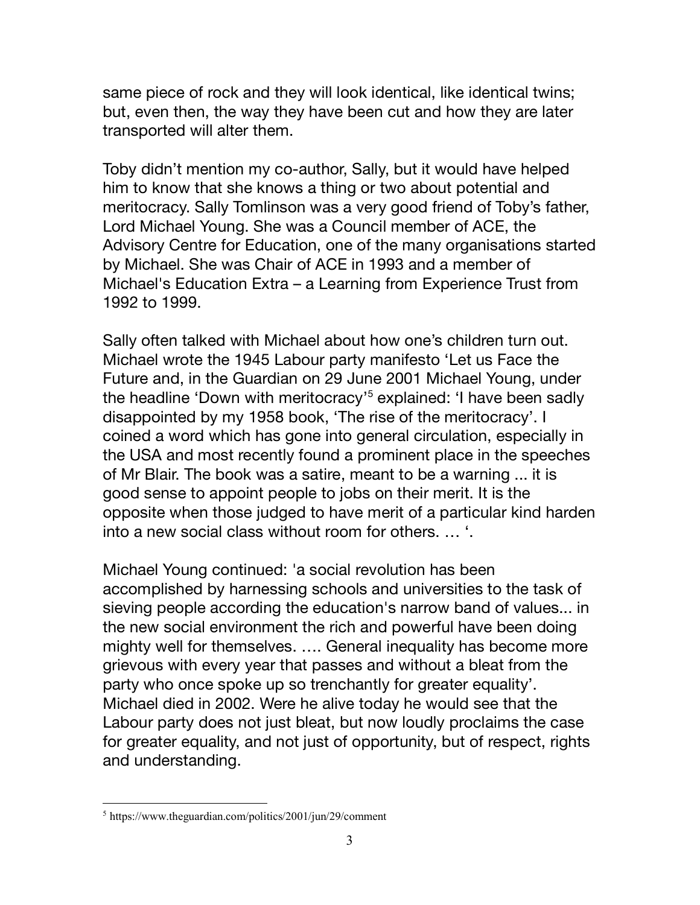same piece of rock and they will look identical, like identical twins; but, even then, the way they have been cut and how they are later transported will alter them.

Toby didn't mention my co-author, Sally, but it would have helped him to know that she knows a thing or two about potential and meritocracy. Sally Tomlinson was a very good friend of Toby's father, Lord Michael Young. She was a Council member of ACE, the Advisory Centre for Education, one of the many organisations started by Michael. She was Chair of ACE in 1993 and a member of Michael's Education Extra – a Learning from Experience Trust from 1992 to 1999.

Sally often talked with Michael about how one's children turn out. Michael wrote the 1945 Labour party manifesto 'Let us Face the Future and, in the Guardian on 29 June 2001 Michael Young, under the headline 'Down with meritocracy'[5] explained: 'I have been sadly disappointed by my 1958 book, 'The rise of the meritocracy'. I coined a word which has gone into general circulation, especially in the USA and most recently found a prominent place in the speeches of Mr Blair. The book was a satire, meant to be a warning ... it is good sense to appoint people to jobs on their merit. It is the opposite when those judged to have merit of a particular kind harden into a new social class without room for others. … '.

Michael Young continued: 'a social revolution has been accomplished by harnessing schools and universities to the task of sieving people according the education's narrow band of values... in the new social environment the rich and powerful have been doing mighty well for themselves. …. General inequality has become more grievous with every year that passes and without a bleat from the party who once spoke up so trenchantly for greater equality'. Michael died in 2002. Were he alive today he would see that the Labour party does not just bleat, but now loudly proclaims the case for greater equality, and not just of opportunity, but of respect, rights and understanding.

[5] https://www.theguardian.com/politics/2001/jun/29/comment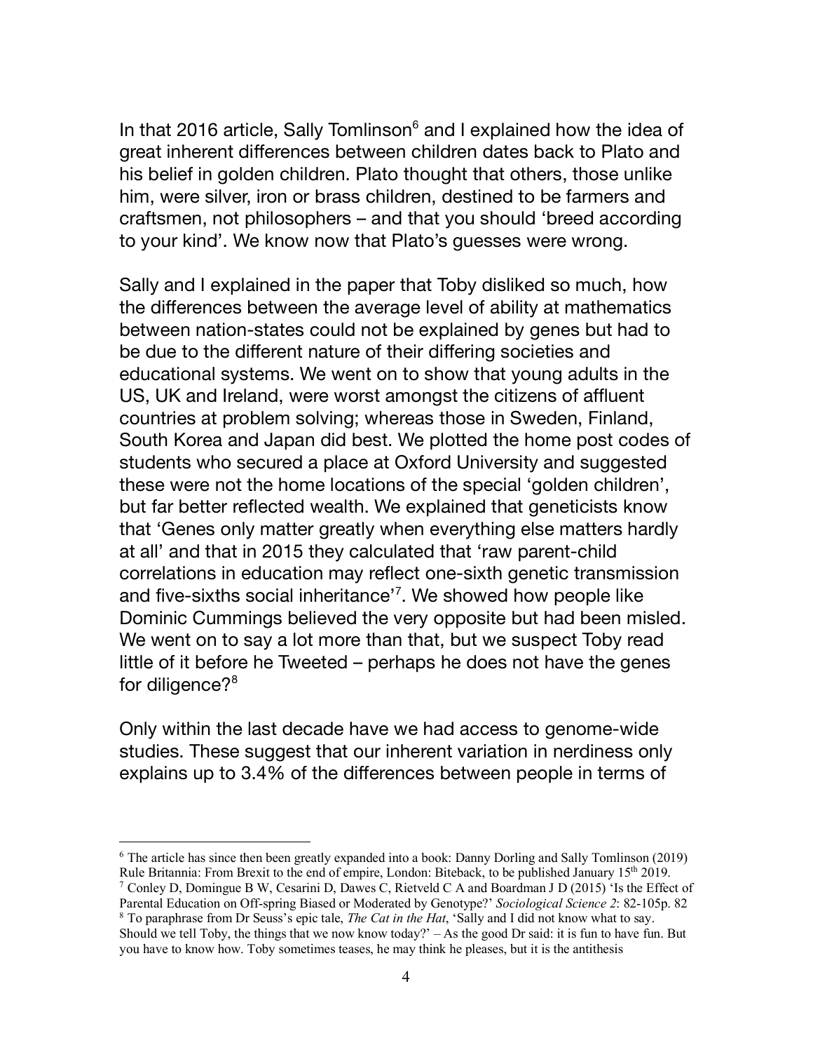In that 2016 article, Sally Tomlinson[6] and I explained how the idea of great inherent differences between children dates back to Plato and his belief in golden children. Plato thought that others, those unlike him, were silver, iron or brass children, destined to be farmers and craftsmen, not philosophers – and that you should 'breed according to your kind'. We know now that Plato's guesses were wrong.

Sally and I explained in the paper that Toby disliked so much, how the differences between the average level of ability at mathematics between nation-states could not be explained by genes but had to be due to the different nature of their differing societies and educational systems. We went on to show that young adults in the US, UK and Ireland, were worst amongst the citizens of affluent countries at problem solving; whereas those in Sweden, Finland, South Korea and Japan did best. We plotted the home post codes of students who secured a place at Oxford University and suggested these were not the home locations of the special 'golden children', but far better reflected wealth. We explained that geneticists know that 'Genes only matter greatly when everything else matters hardly at all' and that in 2015 they calculated that 'raw parent-child correlations in education may reflect one-sixth genetic transmission and five-sixths social inheritance'[7]. We showed how people like Dominic Cummings believed the very opposite but had been misled. We went on to say a lot more than that, but we suspect Toby read little of it before he Tweeted – perhaps he does not have the genes for diligence?[8]

Only within the last decade have we had access to genome-wide studies. These suggest that our inherent variation in nerdiness only explains up to 3.4% of the differences between people in terms of

---

[6] The article has since then been greatly expanded into a book: Danny Dorling and Sally Tomlinson (2019) Rule Britannia: From Brexit to the end of empire, London: Biteback, to be published January 15th 2019.

[7] Conley D, Domingue B W, Cesarini D, Dawes C, Rietveld C A and Boardman J D (2015) 'Is the Effect of Parental Education on Off-spring Biased or Moderated by Genotype?' *Sociological Science 2*: 82-105p. 82

[8] To paraphrase from Dr Seuss's epic tale, *The Cat in the Hat*, 'Sally and I did not know what to say. Should we tell Toby, the things that we now know today?' – As the good Dr said: it is fun to have fun. But you have to know how. Toby sometimes teases, he may think he pleases, but it is the antithesis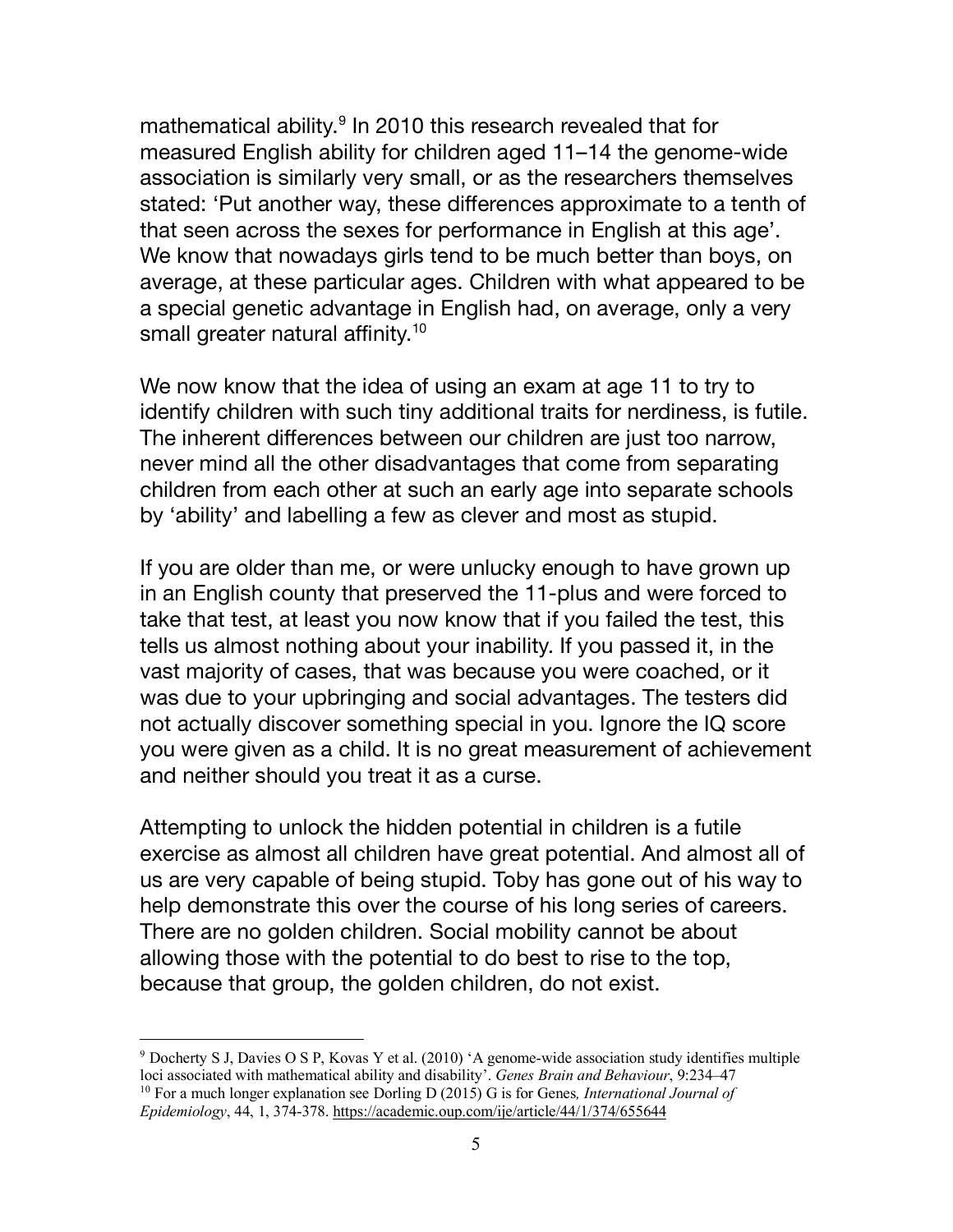mathematical ability.[9] In 2010 this research revealed that for measured English ability for children aged 11–14 the genome-wide association is similarly very small, or as the researchers themselves stated: 'Put another way, these differences approximate to a tenth of that seen across the sexes for performance in English at this age'. We know that nowadays girls tend to be much better than boys, on average, at these particular ages. Children with what appeared to be a special genetic advantage in English had, on average, only a very small greater natural affinity.[10]

We now know that the idea of using an exam at age 11 to try to identify children with such tiny additional traits for nerdiness, is futile. The inherent differences between our children are just too narrow, never mind all the other disadvantages that come from separating children from each other at such an early age into separate schools by 'ability' and labelling a few as clever and most as stupid.

If you are older than me, or were unlucky enough to have grown up in an English county that preserved the 11-plus and were forced to take that test, at least you now know that if you failed the test, this tells us almost nothing about your inability. If you passed it, in the vast majority of cases, that was because you were coached, or it was due to your upbringing and social advantages. The testers did not actually discover something special in you. Ignore the IQ score you were given as a child. It is no great measurement of achievement and neither should you treat it as a curse.

Attempting to unlock the hidden potential in children is a futile exercise as almost all children have great potential. And almost all of us are very capable of being stupid. Toby has gone out of his way to help demonstrate this over the course of his long series of careers. There are no golden children. Social mobility cannot be about allowing those with the potential to do best to rise to the top, because that group, the golden children, do not exist.

---

[9] Docherty S J, Davies O S P, Kovas Y et al. (2010) 'A genome-wide association study identifies multiple loci associated with mathematical ability and disability'. *Genes Brain and Behaviour*, 9:234–47

[10] For a much longer explanation see Dorling D (2015) G is for Genes*, International Journal of Epidemiology*, 44, 1, 374-378. https://academic.oup.com/ije/article/44/1/374/655644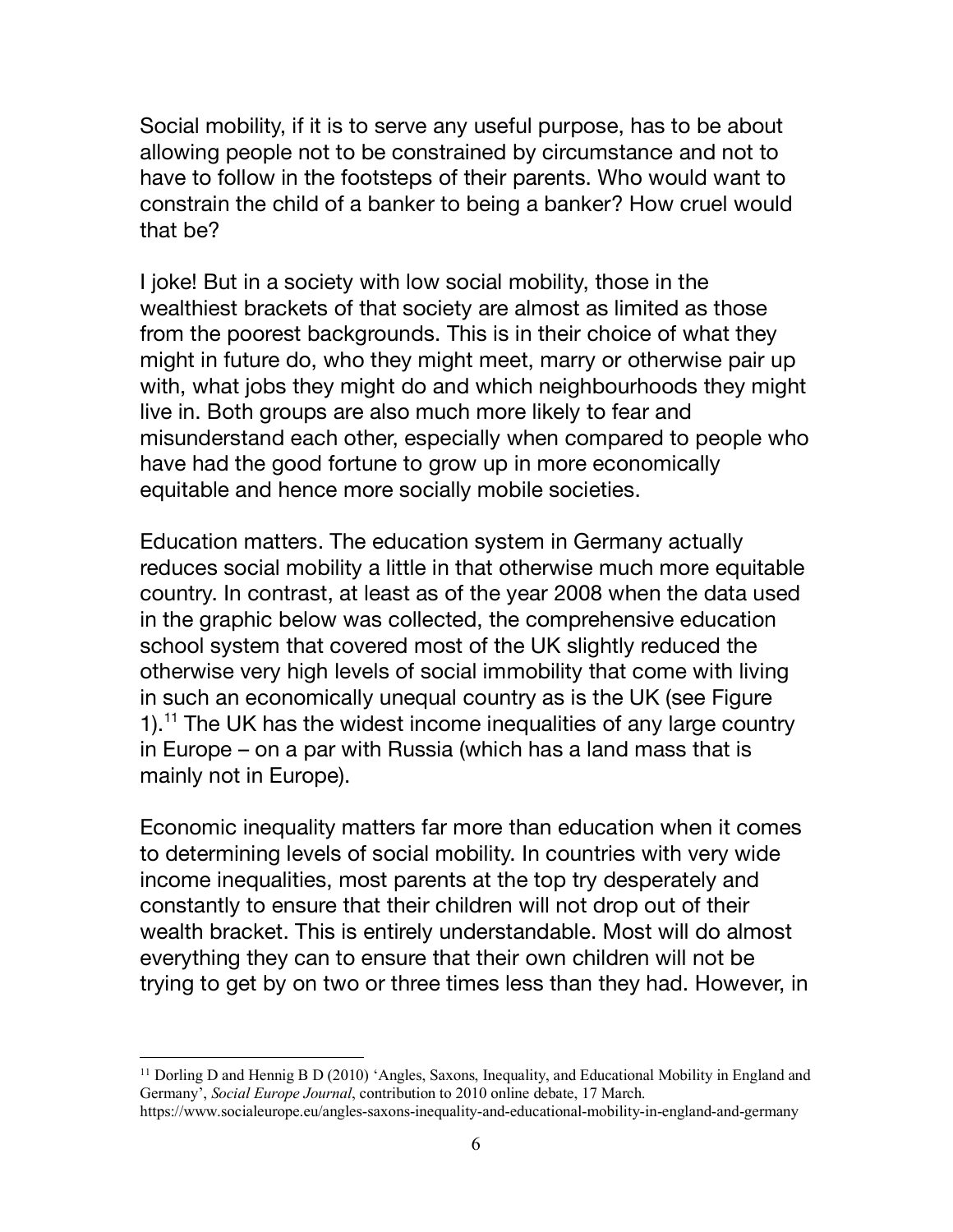Social mobility, if it is to serve any useful purpose, has to be about allowing people not to be constrained by circumstance and not to have to follow in the footsteps of their parents. Who would want to constrain the child of a banker to being a banker? How cruel would that be?

I joke! But in a society with low social mobility, those in the wealthiest brackets of that society are almost as limited as those from the poorest backgrounds. This is in their choice of what they might in future do, who they might meet, marry or otherwise pair up with, what jobs they might do and which neighbourhoods they might live in. Both groups are also much more likely to fear and misunderstand each other, especially when compared to people who have had the good fortune to grow up in more economically equitable and hence more socially mobile societies.

Education matters. The education system in Germany actually reduces social mobility a little in that otherwise much more equitable country. In contrast, at least as of the year 2008 when the data used in the graphic below was collected, the comprehensive education school system that covered most of the UK slightly reduced the otherwise very high levels of social immobility that come with living in such an economically unequal country as is the UK (see Figure 1).[11] The UK has the widest income inequalities of any large country in Europe – on a par with Russia (which has a land mass that is mainly not in Europe).

Economic inequality matters far more than education when it comes to determining levels of social mobility. In countries with very wide income inequalities, most parents at the top try desperately and constantly to ensure that their children will not drop out of their wealth bracket. This is entirely understandable. Most will do almost everything they can to ensure that their own children will not be trying to get by on two or three times less than they had. However, in

---

[11] Dorling D and Hennig B D (2010) 'Angles, Saxons, Inequality, and Educational Mobility in England and Germany', *Social Europe Journal*, contribution to 2010 online debate, 17 March. https://www.socialeurope.eu/angles-saxons-inequality-and-educational-mobility-in-england-and-germany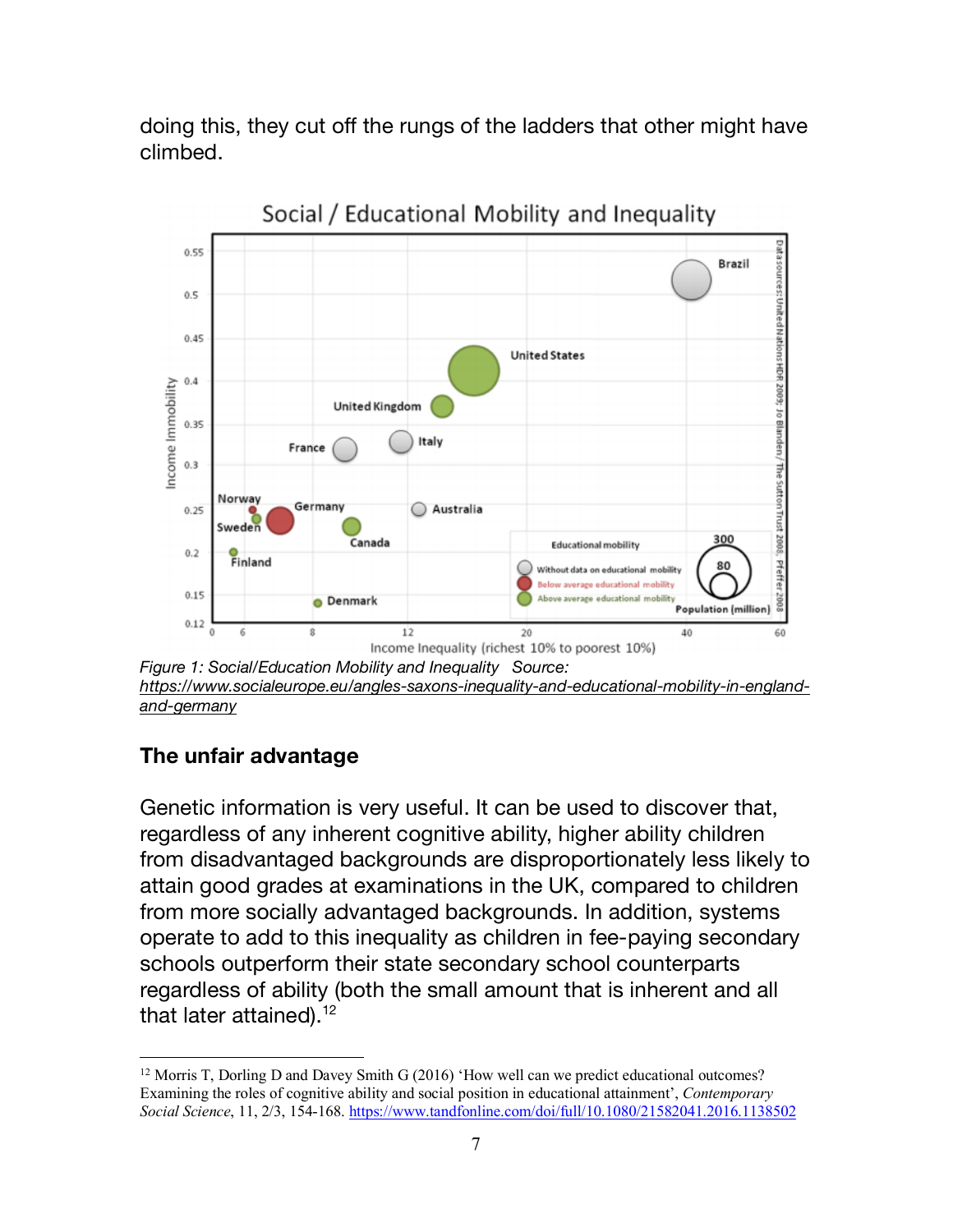doing this, they cut off the rungs of the ladders that other might have climbed.

*Figure 1: Social/Education Mobility and Inequality   Source: https://www.socialeurope.eu/angles-saxons-inequality-and-educational-mobility-in-england-and-germany*

## The unfair advantage

Genetic information is very useful. It can be used to discover that, regardless of any inherent cognitive ability, higher ability children from disadvantaged backgrounds are disproportionately less likely to attain good grades at examinations in the UK, compared to children from more socially advantaged backgrounds. In addition, systems operate to add to this inequality as children in fee-paying secondary schools outperform their state secondary school counterparts regardless of ability (both the small amount that is inherent and all that later attained).[12]

---

[12] Morris T, Dorling D and Davey Smith G (2016) 'How well can we predict educational outcomes? Examining the roles of cognitive ability and social position in educational attainment', *Contemporary Social Science*, 11, 2/3, 154-168. https://www.tandfonline.com/doi/full/10.1080/21582041.2016.1138502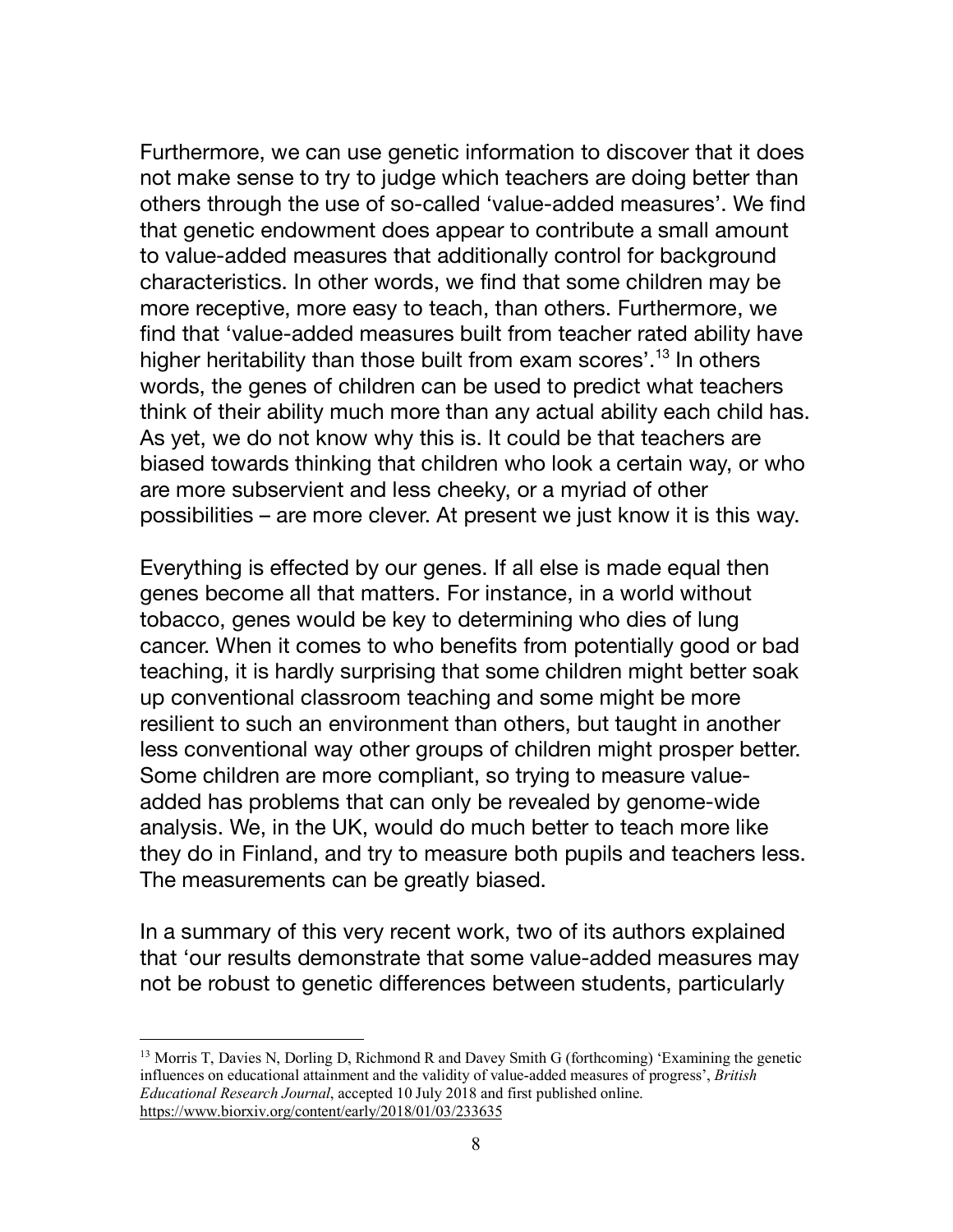Furthermore, we can use genetic information to discover that it does not make sense to try to judge which teachers are doing better than others through the use of so-called 'value-added measures'. We find that genetic endowment does appear to contribute a small amount to value-added measures that additionally control for background characteristics. In other words, we find that some children may be more receptive, more easy to teach, than others. Furthermore, we find that 'value-added measures built from teacher rated ability have higher heritability than those built from exam scores'.[13] In others words, the genes of children can be used to predict what teachers think of their ability much more than any actual ability each child has. As yet, we do not know why this is. It could be that teachers are biased towards thinking that children who look a certain way, or who are more subservient and less cheeky, or a myriad of other possibilities – are more clever. At present we just know it is this way.

Everything is effected by our genes. If all else is made equal then genes become all that matters. For instance, in a world without tobacco, genes would be key to determining who dies of lung cancer. When it comes to who benefits from potentially good or bad teaching, it is hardly surprising that some children might better soak up conventional classroom teaching and some might be more resilient to such an environment than others, but taught in another less conventional way other groups of children might prosper better. Some children are more compliant, so trying to measure value-added has problems that can only be revealed by genome-wide analysis. We, in the UK, would do much better to teach more like they do in Finland, and try to measure both pupils and teachers less. The measurements can be greatly biased.

In a summary of this very recent work, two of its authors explained that 'our results demonstrate that some value-added measures may not be robust to genetic differences between students, particularly

---

[13] Morris T, Davies N, Dorling D, Richmond R and Davey Smith G (forthcoming) 'Examining the genetic influences on educational attainment and the validity of value-added measures of progress', *British Educational Research Journal*, accepted 10 July 2018 and first published online. https://www.biorxiv.org/content/early/2018/01/03/233635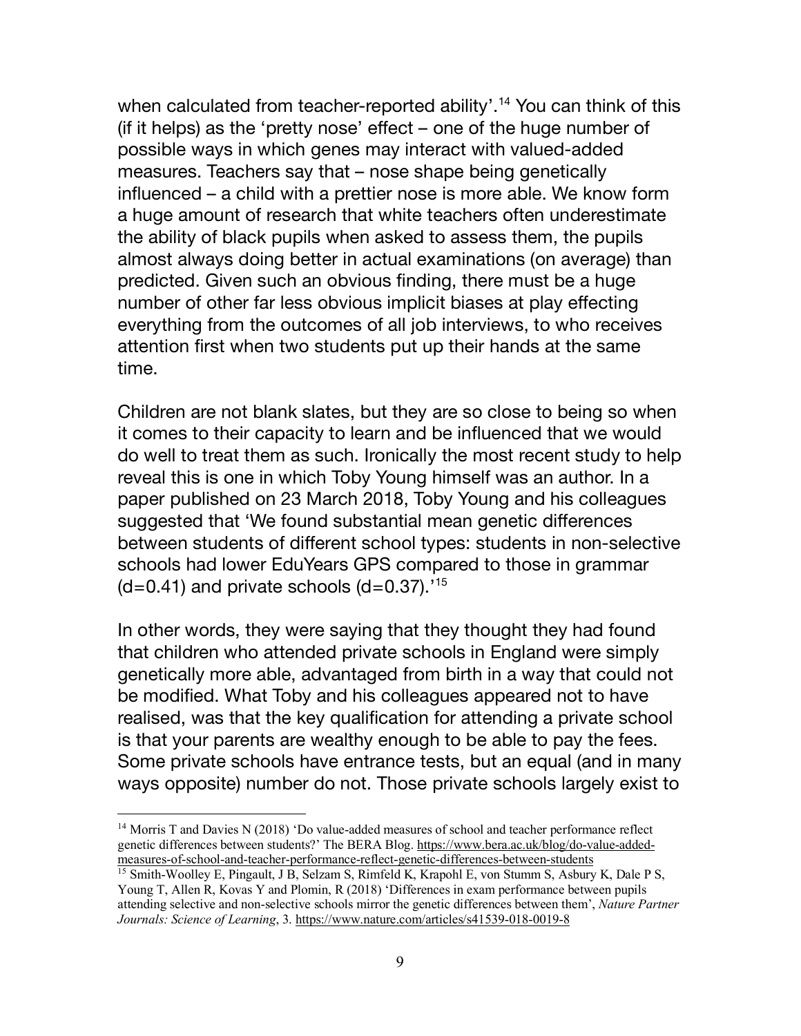when calculated from teacher-reported ability'.[14] You can think of this (if it helps) as the 'pretty nose' effect – one of the huge number of possible ways in which genes may interact with valued-added measures. Teachers say that – nose shape being genetically influenced – a child with a prettier nose is more able. We know form a huge amount of research that white teachers often underestimate the ability of black pupils when asked to assess them, the pupils almost always doing better in actual examinations (on average) than predicted. Given such an obvious finding, there must be a huge number of other far less obvious implicit biases at play effecting everything from the outcomes of all job interviews, to who receives attention first when two students put up their hands at the same time.

Children are not blank slates, but they are so close to being so when it comes to their capacity to learn and be influenced that we would do well to treat them as such. Ironically the most recent study to help reveal this is one in which Toby Young himself was an author. In a paper published on 23 March 2018, Toby Young and his colleagues suggested that 'We found substantial mean genetic differences between students of different school types: students in non-selective schools had lower EduYears GPS compared to those in grammar (d=0.41) and private schools (d=0.37).'[15]

In other words, they were saying that they thought they had found that children who attended private schools in England were simply genetically more able, advantaged from birth in a way that could not be modified. What Toby and his colleagues appeared not to have realised, was that the key qualification for attending a private school is that your parents are wealthy enough to be able to pay the fees. Some private schools have entrance tests, but an equal (and in many ways opposite) number do not. Those private schools largely exist to

---

[14] Morris T and Davies N (2018) 'Do value-added measures of school and teacher performance reflect genetic differences between students?' The BERA Blog. https://www.bera.ac.uk/blog/do-value-added-measures-of-school-and-teacher-performance-reflect-genetic-differences-between-students

[15] Smith-Woolley E, Pingault, J B, Selzam S, Rimfeld K, Krapohl E, von Stumm S, Asbury K, Dale P S, Young T, Allen R, Kovas Y and Plomin, R (2018) 'Differences in exam performance between pupils attending selective and non-selective schools mirror the genetic differences between them', *Nature Partner Journals: Science of Learning*, 3. https://www.nature.com/articles/s41539-018-0019-8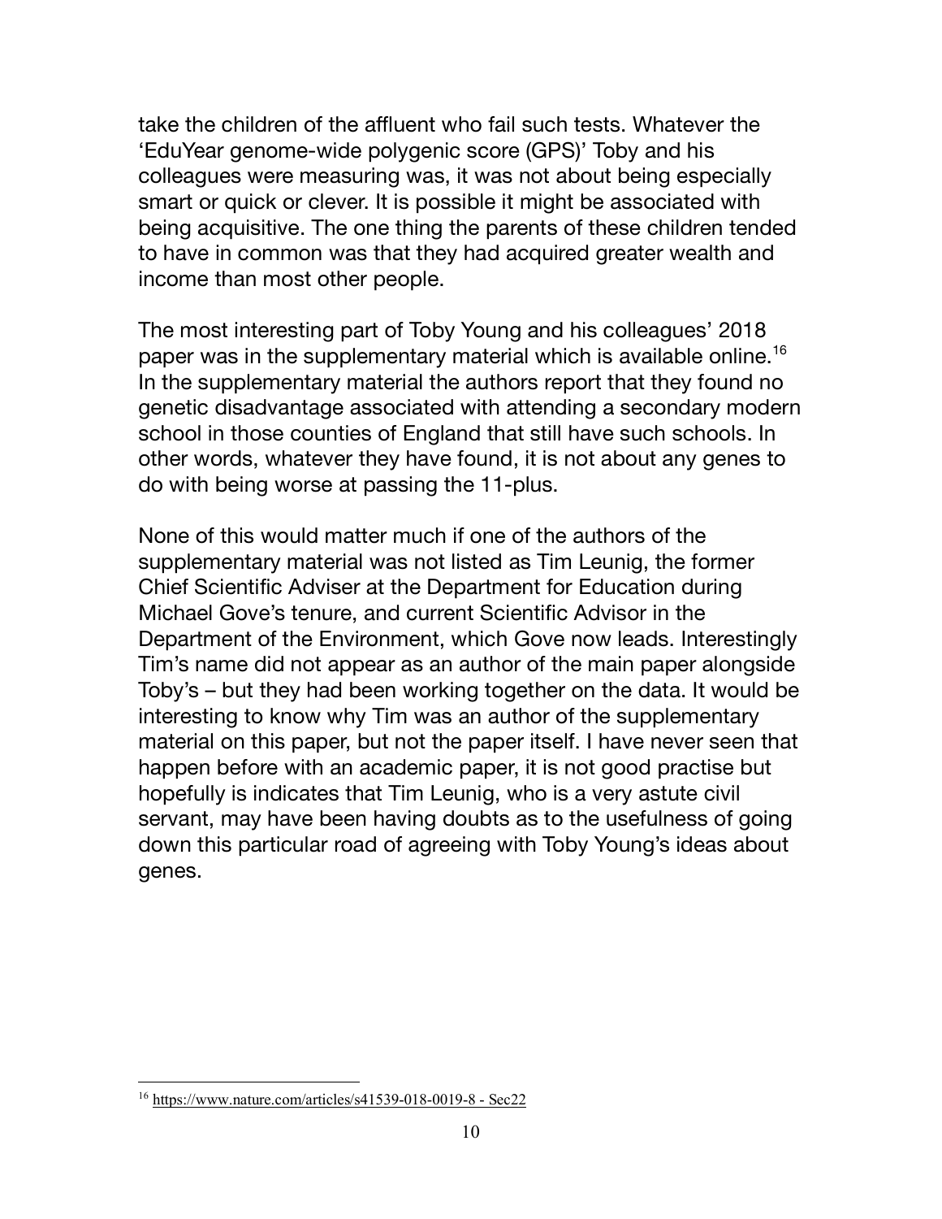take the children of the affluent who fail such tests. Whatever the 'EduYear genome-wide polygenic score (GPS)' Toby and his colleagues were measuring was, it was not about being especially smart or quick or clever. It is possible it might be associated with being acquisitive. The one thing the parents of these children tended to have in common was that they had acquired greater wealth and income than most other people.

The most interesting part of Toby Young and his colleagues' 2018 paper was in the supplementary material which is available online.[16] In the supplementary material the authors report that they found no genetic disadvantage associated with attending a secondary modern school in those counties of England that still have such schools. In other words, whatever they have found, it is not about any genes to do with being worse at passing the 11-plus.

None of this would matter much if one of the authors of the supplementary material was not listed as Tim Leunig, the former Chief Scientific Adviser at the Department for Education during Michael Gove's tenure, and current Scientific Advisor in the Department of the Environment, which Gove now leads. Interestingly Tim's name did not appear as an author of the main paper alongside Toby's – but they had been working together on the data. It would be interesting to know why Tim was an author of the supplementary material on this paper, but not the paper itself. I have never seen that happen before with an academic paper, it is not good practise but hopefully is indicates that Tim Leunig, who is a very astute civil servant, may have been having doubts as to the usefulness of going down this particular road of agreeing with Toby Young's ideas about genes.

---

[16] https://www.nature.com/articles/s41539-018-0019-8 - Sec22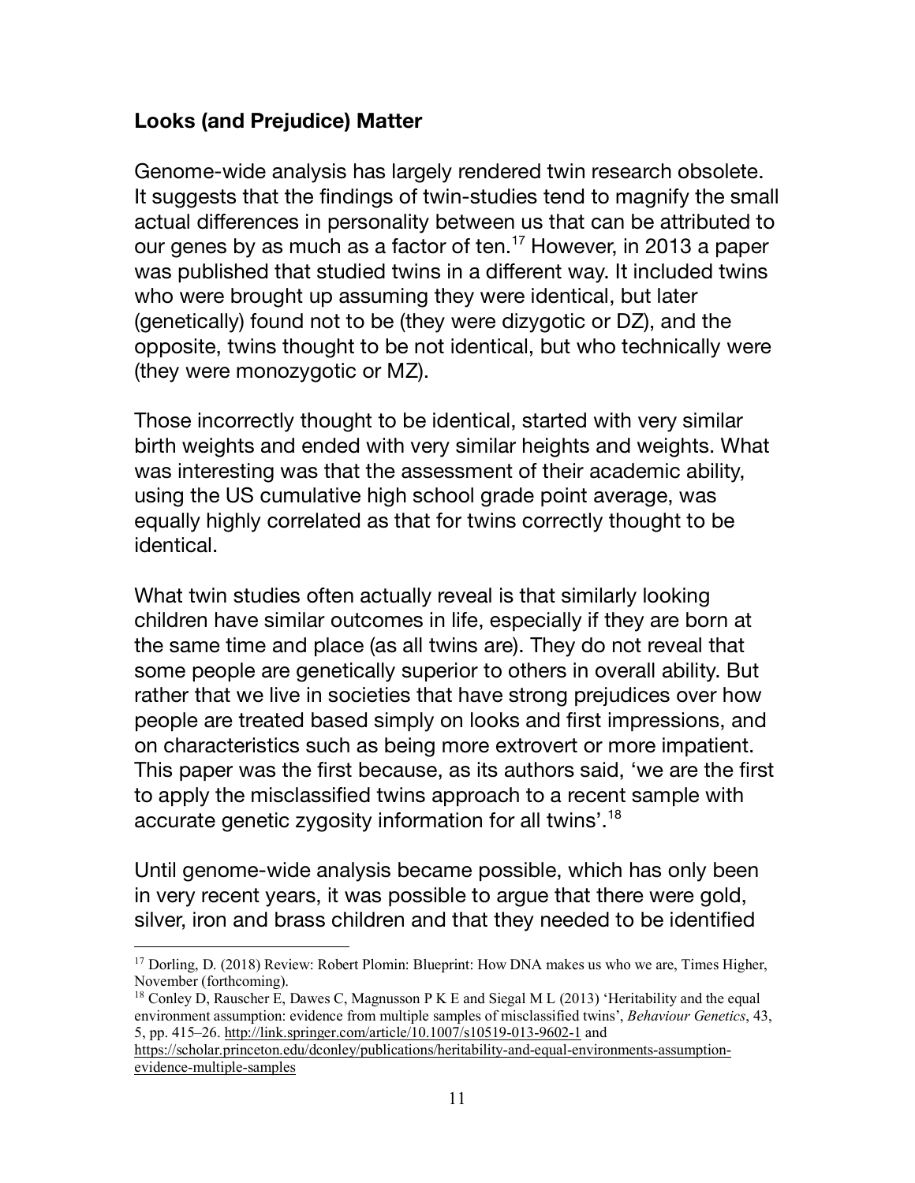**Looks (and Prejudice) Matter**

Genome-wide analysis has largely rendered twin research obsolete. It suggests that the findings of twin-studies tend to magnify the small actual differences in personality between us that can be attributed to our genes by as much as a factor of ten.[17] However, in 2013 a paper was published that studied twins in a different way. It included twins who were brought up assuming they were identical, but later (genetically) found not to be (they were dizygotic or DZ), and the opposite, twins thought to be not identical, but who technically were (they were monozygotic or MZ).

Those incorrectly thought to be identical, started with very similar birth weights and ended with very similar heights and weights. What was interesting was that the assessment of their academic ability, using the US cumulative high school grade point average, was equally highly correlated as that for twins correctly thought to be identical.

What twin studies often actually reveal is that similarly looking children have similar outcomes in life, especially if they are born at the same time and place (as all twins are). They do not reveal that some people are genetically superior to others in overall ability. But rather that we live in societies that have strong prejudices over how people are treated based simply on looks and first impressions, and on characteristics such as being more extrovert or more impatient. This paper was the first because, as its authors said, 'we are the first to apply the misclassified twins approach to a recent sample with accurate genetic zygosity information for all twins'.[18]

Until genome-wide analysis became possible, which has only been in very recent years, it was possible to argue that there were gold, silver, iron and brass children and that they needed to be identified

---

[17] Dorling, D. (2018) Review: Robert Plomin: Blueprint: How DNA makes us who we are, Times Higher, November (forthcoming).

[18] Conley D, Rauscher E, Dawes C, Magnusson P K E and Siegal M L (2013) 'Heritability and the equal environment assumption: evidence from multiple samples of misclassified twins', *Behaviour Genetics*, 43, 5, pp. 415–26. http://link.springer.com/article/10.1007/s10519-013-9602-1 and https://scholar.princeton.edu/dconley/publications/heritability-and-equal-environments-assumption-evidence-multiple-samples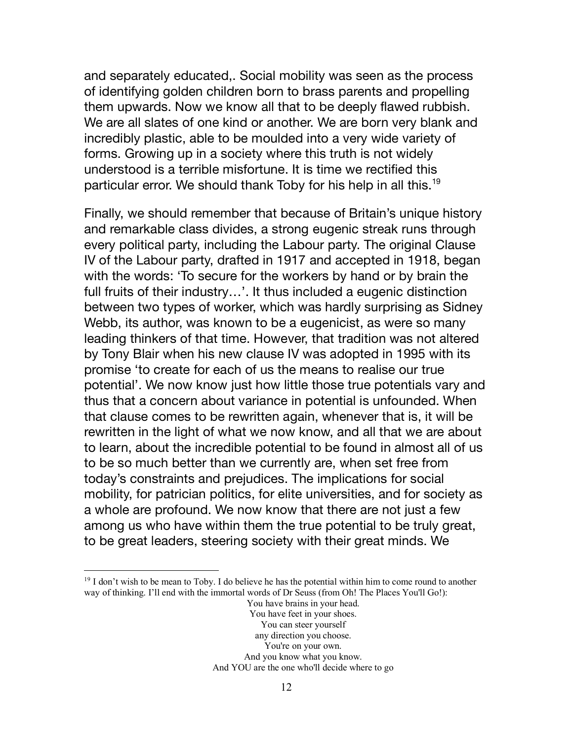and separately educated,. Social mobility was seen as the process of identifying golden children born to brass parents and propelling them upwards. Now we know all that to be deeply flawed rubbish. We are all slates of one kind or another. We are born very blank and incredibly plastic, able to be moulded into a very wide variety of forms. Growing up in a society where this truth is not widely understood is a terrible misfortune. It is time we rectified this particular error. We should thank Toby for his help in all this.[19]

Finally, we should remember that because of Britain's unique history and remarkable class divides, a strong eugenic streak runs through every political party, including the Labour party. The original Clause IV of the Labour party, drafted in 1917 and accepted in 1918, began with the words: 'To secure for the workers by hand or by brain the full fruits of their industry…'. It thus included a eugenic distinction between two types of worker, which was hardly surprising as Sidney Webb, its author, was known to be a eugenicist, as were so many leading thinkers of that time. However, that tradition was not altered by Tony Blair when his new clause IV was adopted in 1995 with its promise 'to create for each of us the means to realise our true potential'. We now know just how little those true potentials vary and thus that a concern about variance in potential is unfounded. When that clause comes to be rewritten again, whenever that is, it will be rewritten in the light of what we now know, and all that we are about to learn, about the incredible potential to be found in almost all of us to be so much better than we currently are, when set free from today's constraints and prejudices. The implications for social mobility, for patrician politics, for elite universities, and for society as a whole are profound. We now know that there are not just a few among us who have within them the true potential to be truly great, to be great leaders, steering society with their great minds. We

---

[19] I don't wish to be mean to Toby. I do believe he has the potential within him to come round to another way of thinking. I'll end with the immortal words of Dr Seuss (from Oh! The Places You'll Go!):

You have brains in your head.  
You have feet in your shoes.  
You can steer yourself  
any direction you choose.  
You're on your own.  
And you know what you know.  
And YOU are the one who'll decide where to go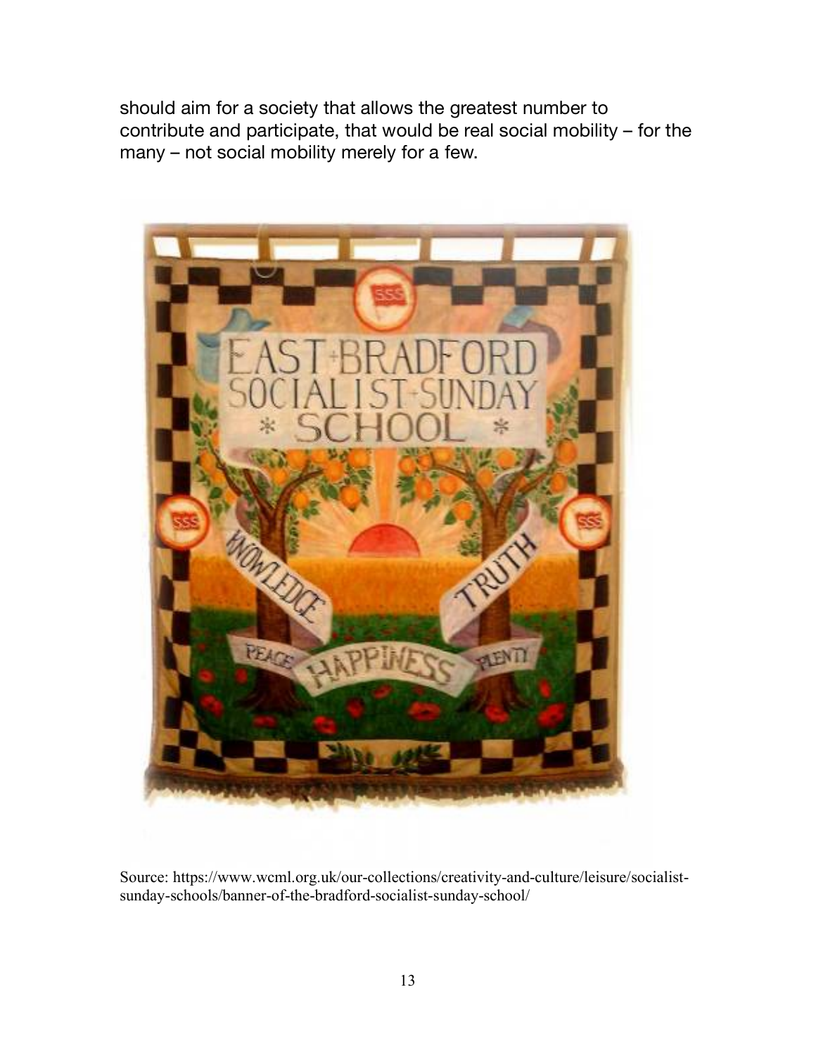should aim for a society that allows the greatest number to contribute and participate, that would be real social mobility – for the many – not social mobility merely for a few.

Source: https://www.wcml.org.uk/our-collections/creativity-and-culture/leisure/socialist-sunday-schools/banner-of-the-bradford-socialist-sunday-school/